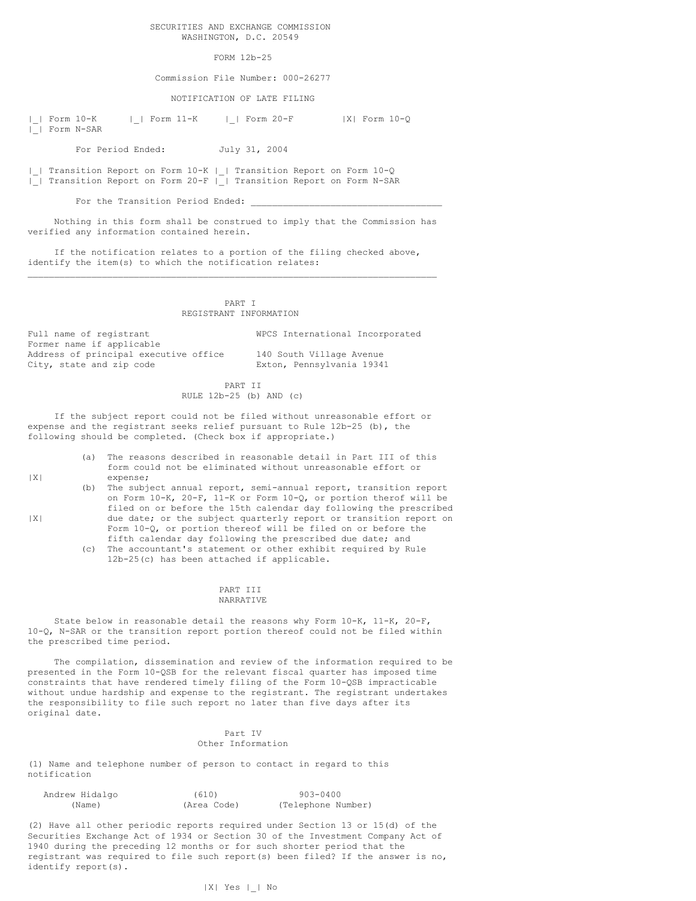SECURITIES AND EXCHANGE COMMISSION
WASHINGTON, D.C. 20549

FORM 12b-25

Commission File Number: 000-26277

NOTIFICATION OF LATE FILING

|_| Form 10-K |_| Form 11-K |_| Form 20-F |X| Form 10-Q
|_| Form N-SAR

For Period Ended: July 31, 2004

|_| Transition Report on Form 10-K |_| Transition Report on Form 10-Q
|_| Transition Report on Form 20-F |_| Transition Report on Form N-SAR

For the Transition Period Ended: ___________________________________

Nothing in this form shall be construed to imply that the Commission has verified any information contained herein.

If the notification relates to a portion of the filing checked above, identify the item(s) to which the notification relates:
_____________________________________________________________________________

## PART I
## REGISTRANT INFORMATION

| | |
|---|---|
| Full name of registrant | WPCS International Incorporated |
| Former name if applicable | |
| Address of principal executive office | 140 South Village Avenue |
| City, state and zip code | Exton, Pennsylvania 19341 |

## PART II
## RULE 12b-25 (b) AND (c)

If the subject report could not be filed without unreasonable effort or expense and the registrant seeks relief pursuant to Rule 12b-25 (b), the following should be completed. (Check box if appropriate.)

|X| (a) The reasons described in reasonable detail in Part III of this form could not be eliminated without unreasonable effort or expense;

|X| (b) The subject annual report, semi-annual report, transition report on Form 10-K, 20-F, 11-K or Form 10-Q, or portion therof will be filed on or before the 15th calendar day following the prescribed due date; or the subject quarterly report or transition report on Form 10-Q, or portion thereof will be filed on or before the fifth calendar day following the prescribed due date; and

(c) The accountant's statement or other exhibit required by Rule 12b-25(c) has been attached if applicable.

## PART III
## NARRATIVE

State below in reasonable detail the reasons why Form 10-K, 11-K, 20-F, 10-Q, N-SAR or the transition report portion thereof could not be filed within the prescribed time period.

The compilation, dissemination and review of the information required to be presented in the Form 10-QSB for the relevant fiscal quarter has imposed time constraints that have rendered timely filing of the Form 10-QSB impracticable without undue hardship and expense to the registrant. The registrant undertakes the responsibility to file such report no later than five days after its original date.

## Part IV
## Other Information

(1) Name and telephone number of person to contact in regard to this notification

| Andrew Hidalgo | (610) | 903-0400 |
|---|---|---|
| (Name) | (Area Code) | (Telephone Number) |

(2) Have all other periodic reports required under Section 13 or 15(d) of the Securities Exchange Act of 1934 or Section 30 of the Investment Company Act of 1940 during the preceding 12 months or for such shorter period that the registrant was required to file such report(s) been filed? If the answer is no, identify report(s).

|X| Yes |_| No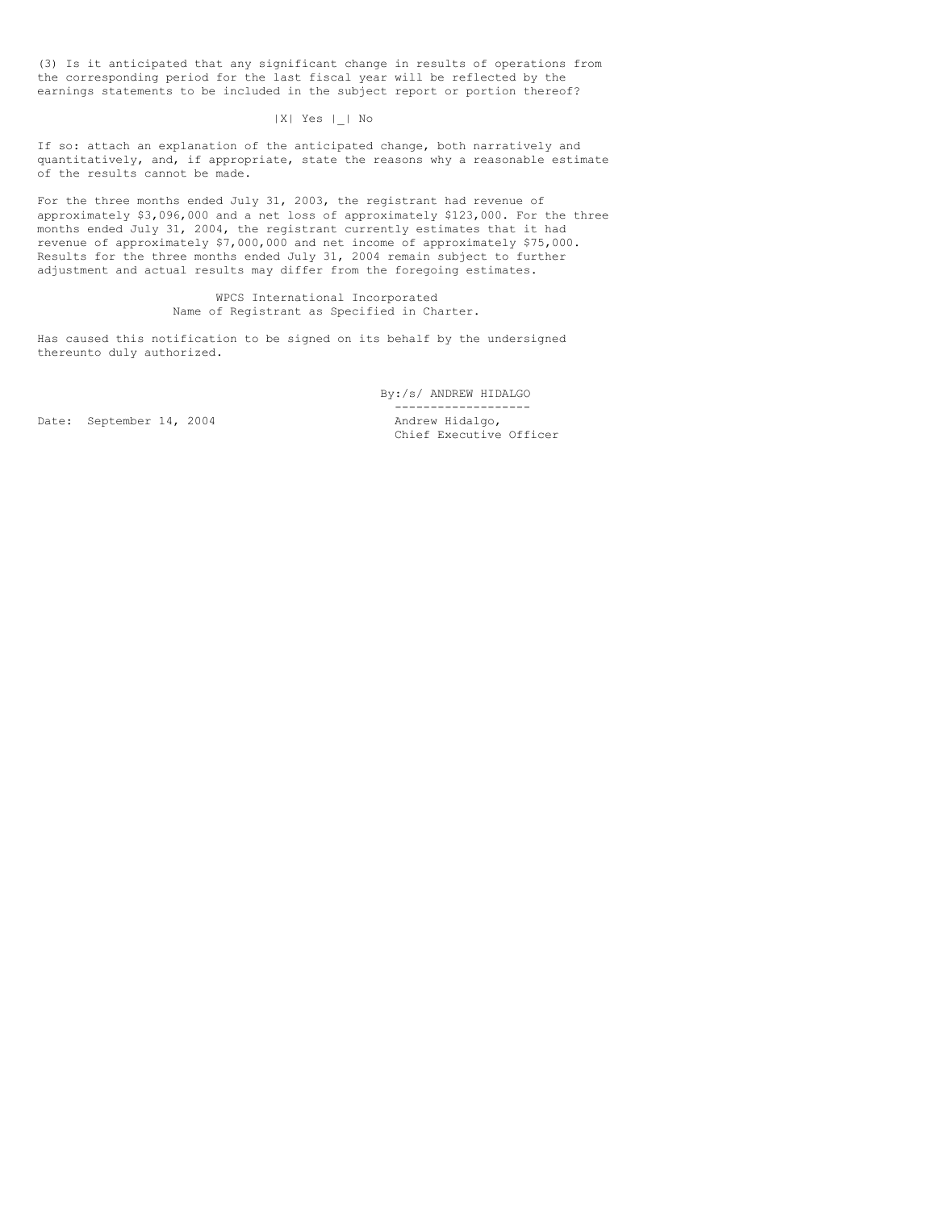(3) Is it anticipated that any significant change in results of operations from the corresponding period for the last fiscal year will be reflected by the earnings statements to be included in the subject report or portion thereof?

|X| Yes |_| No

If so: attach an explanation of the anticipated change, both narratively and quantitatively, and, if appropriate, state the reasons why a reasonable estimate of the results cannot be made.

For the three months ended July 31, 2003, the registrant had revenue of approximately $3,096,000 and a net loss of approximately $123,000. For the three months ended July 31, 2004, the registrant currently estimates that it had revenue of approximately $7,000,000 and net income of approximately $75,000. Results for the three months ended July 31, 2004 remain subject to further adjustment and actual results may differ from the foregoing estimates.

WPCS International Incorporated
Name of Registrant as Specified in Charter.

Has caused this notification to be signed on its behalf by the undersigned thereunto duly authorized.

By:/s/ ANDREW HIDALGO
-------------------
Andrew Hidalgo,
Chief Executive Officer

Date: September 14, 2004